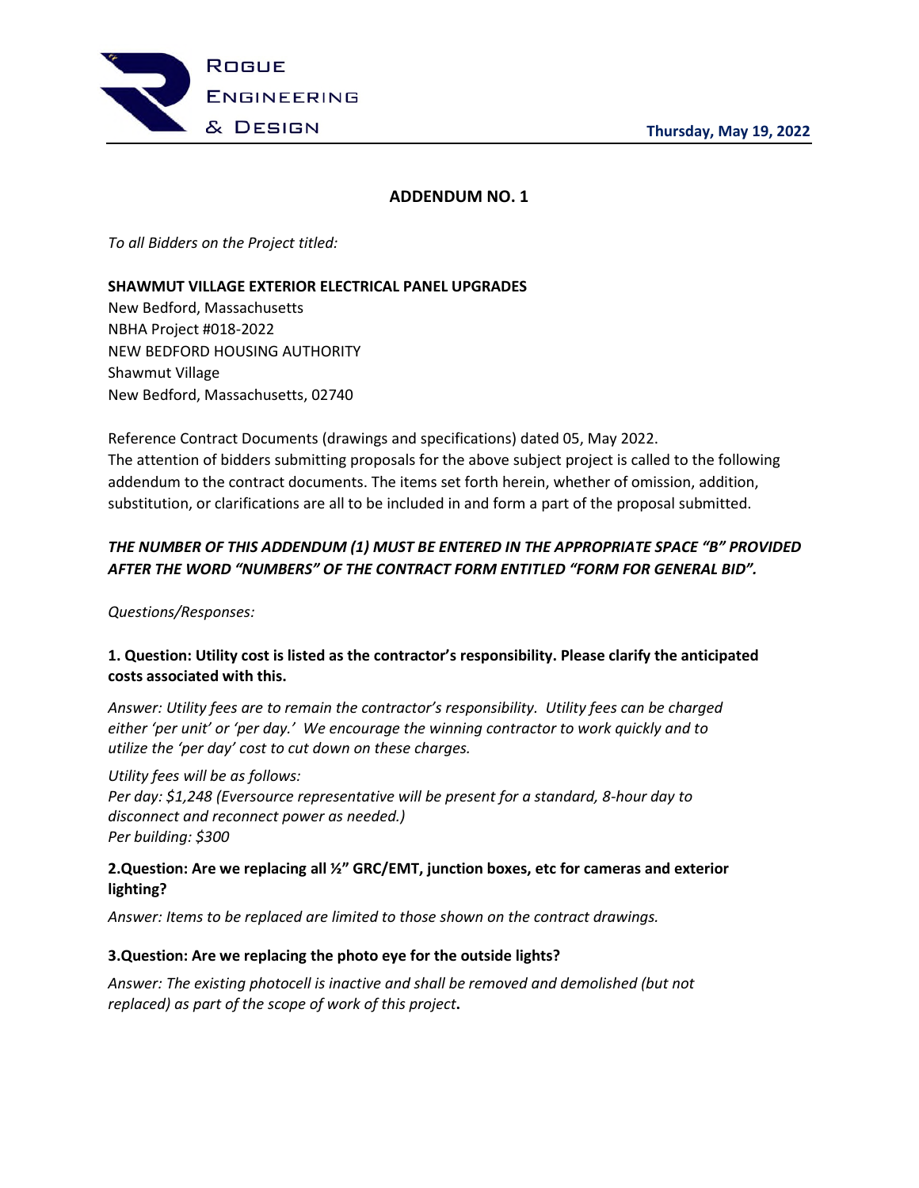Rogue Engineering & Design

Thursday, May 19, 2022

## ADDENDUM NO. 1

*To all Bidders on the Project titled:*

**SHAWMUT VILLAGE EXTERIOR ELECTRICAL PANEL UPGRADES**
New Bedford, Massachusetts
NBHA Project #018-2022
NEW BEDFORD HOUSING AUTHORITY
Shawmut Village
New Bedford, Massachusetts, 02740

Reference Contract Documents (drawings and specifications) dated 05, May 2022.
The attention of bidders submitting proposals for the above subject project is called to the following addendum to the contract documents. The items set forth herein, whether of omission, addition, substitution, or clarifications are all to be included in and form a part of the proposal submitted.

***THE NUMBER OF THIS ADDENDUM (1) MUST BE ENTERED IN THE APPROPRIATE SPACE "B" PROVIDED AFTER THE WORD "NUMBERS" OF THE CONTRACT FORM ENTITLED "FORM FOR GENERAL BID".***

*Questions/Responses:*

**1. Question: Utility cost is listed as the contractor's responsibility. Please clarify the anticipated costs associated with this.**

*Answer: Utility fees are to remain the contractor's responsibility. Utility fees can be charged either 'per unit' or 'per day.' We encourage the winning contractor to work quickly and to utilize the 'per day' cost to cut down on these charges.*

*Utility fees will be as follows:*
*Per day: $1,248 (Eversource representative will be present for a standard, 8-hour day to disconnect and reconnect power as needed.)*
*Per building: $300*

**2.Question: Are we replacing all ½" GRC/EMT, junction boxes, etc for cameras and exterior lighting?**

*Answer: Items to be replaced are limited to those shown on the contract drawings.*

**3.Question: Are we replacing the photo eye for the outside lights?**

*Answer: The existing photocell is inactive and shall be removed and demolished (but not replaced) as part of the scope of work of this project*.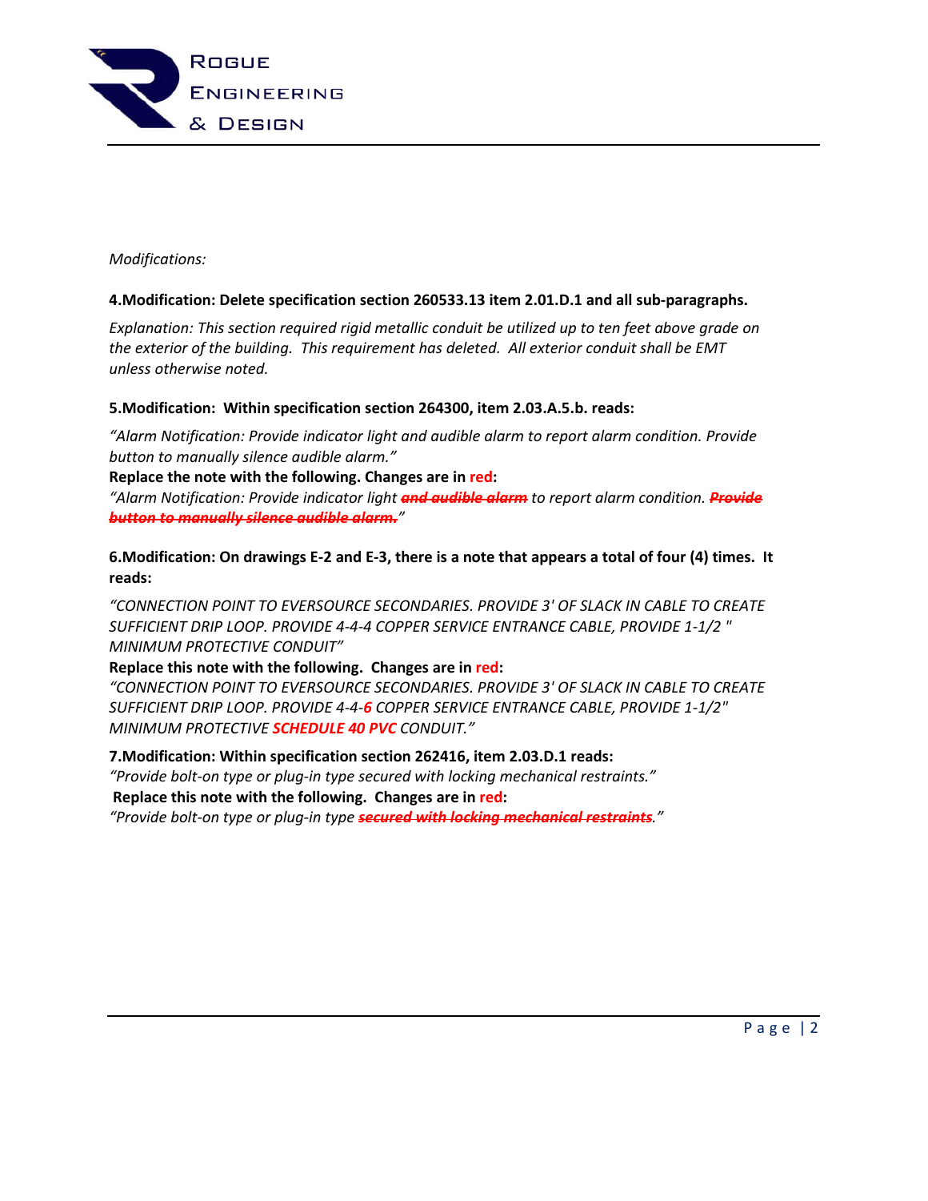*Modifications:*

**4.Modification: Delete specification section 260533.13 item 2.01.D.1 and all sub-paragraphs.**

*Explanation: This section required rigid metallic conduit be utilized up to ten feet above grade on the exterior of the building. This requirement has deleted. All exterior conduit shall be EMT unless otherwise noted.*

**5.Modification: Within specification section 264300, item 2.03.A.5.b. reads:**

*"Alarm Notification: Provide indicator light and audible alarm to report alarm condition. Provide button to manually silence audible alarm."*

**Replace the note with the following. Changes are in red:**

*"Alarm Notification: Provide indicator light ~~**and audible alarm**~~ to report alarm condition. ~~**Provide button to manually silence audible alarm.**~~"*

**6.Modification: On drawings E-2 and E-3, there is a note that appears a total of four (4) times. It reads:**

*"CONNECTION POINT TO EVERSOURCE SECONDARIES. PROVIDE 3' OF SLACK IN CABLE TO CREATE SUFFICIENT DRIP LOOP. PROVIDE 4-4-4 COPPER SERVICE ENTRANCE CABLE, PROVIDE 1-1/2 " MINIMUM PROTECTIVE CONDUIT"*

**Replace this note with the following. Changes are in red:**

*"CONNECTION POINT TO EVERSOURCE SECONDARIES. PROVIDE 3' OF SLACK IN CABLE TO CREATE SUFFICIENT DRIP LOOP. PROVIDE 4-4-**6** COPPER SERVICE ENTRANCE CABLE, PROVIDE 1-1/2" MINIMUM PROTECTIVE **SCHEDULE 40 PVC** CONDUIT."*

**7.Modification: Within specification section 262416, item 2.03.D.1 reads:**

*"Provide bolt-on type or plug-in type secured with locking mechanical restraints."*

**Replace this note with the following. Changes are in red:**

*"Provide bolt-on type or plug-in type ~~**secured with locking mechanical restraints**~~."*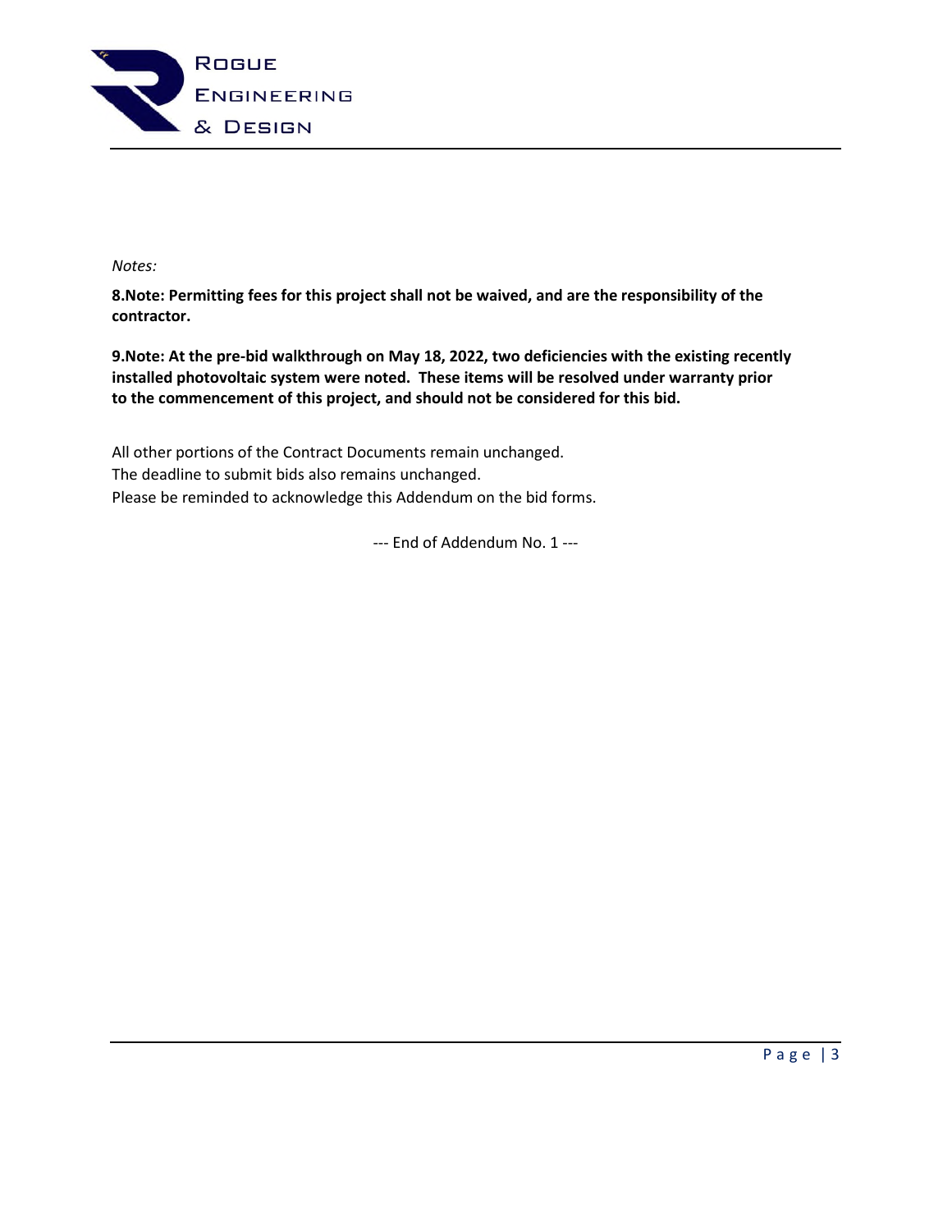*Notes:*

**8.Note: Permitting fees for this project shall not be waived, and are the responsibility of the contractor.**

**9.Note: At the pre-bid walkthrough on May 18, 2022, two deficiencies with the existing recently installed photovoltaic system were noted. These items will be resolved under warranty prior to the commencement of this project, and should not be considered for this bid.**

All other portions of the Contract Documents remain unchanged.
The deadline to submit bids also remains unchanged.
Please be reminded to acknowledge this Addendum on the bid forms.

--- End of Addendum No. 1 ---